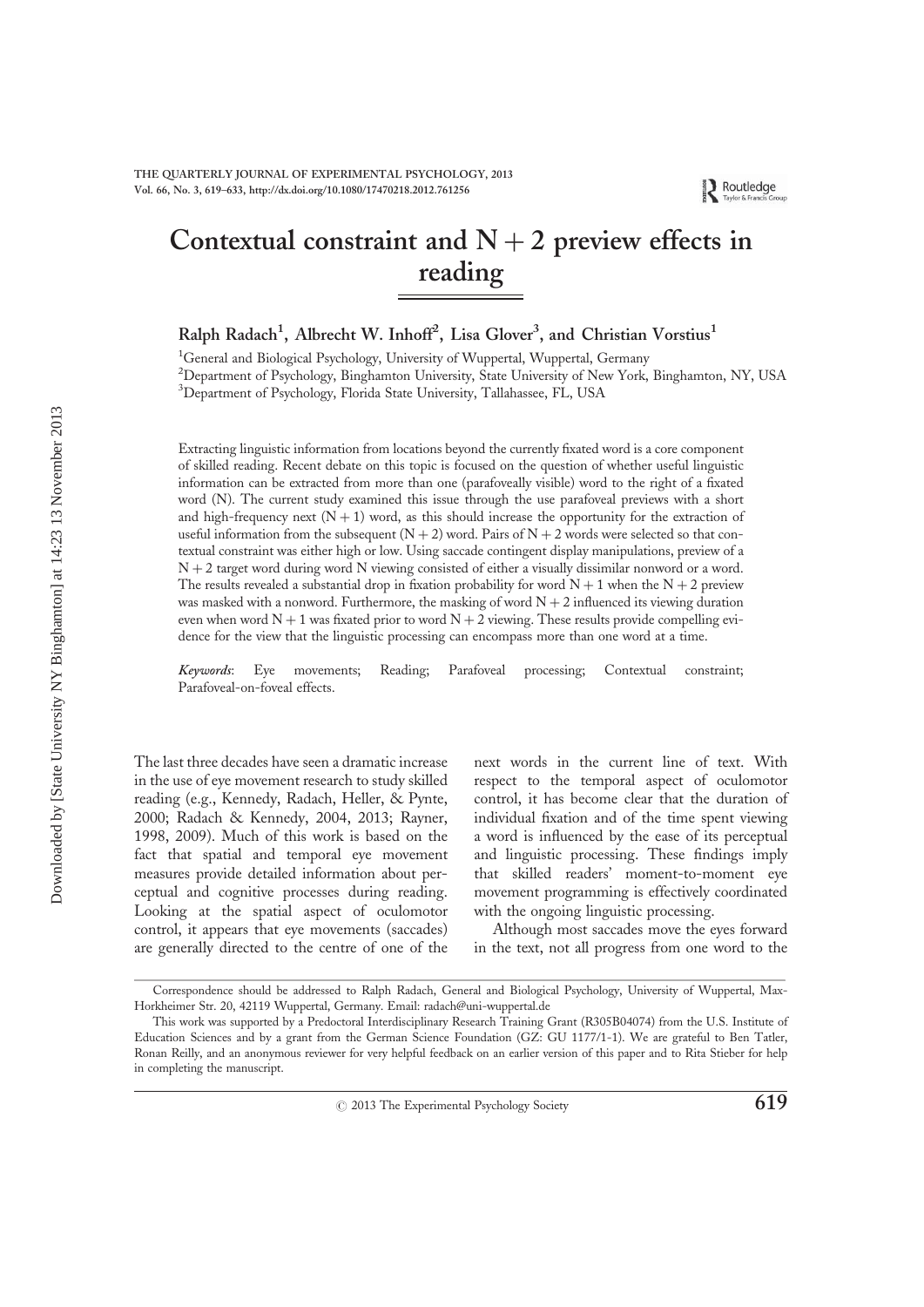# Contextual constraint and N + 2 preview effects in reading

Ralph Radach[1], Albrecht W. Inhoff[2], Lisa Glover[3], and Christian Vorstius[1]

[1]General and Biological Psychology, University of Wuppertal, Wuppertal, Germany
[2]Department of Psychology, Binghamton University, State University of New York, Binghamton, NY, USA
[3]Department of Psychology, Florida State University, Tallahassee, FL, USA

Extracting linguistic information from locations beyond the currently fixated word is a core component of skilled reading. Recent debate on this topic is focused on the question of whether useful linguistic information can be extracted from more than one (parafoveally visible) word to the right of a fixated word (N). The current study examined this issue through the use parafoveal previews with a short and high-frequency next (N + 1) word, as this should increase the opportunity for the extraction of useful information from the subsequent (N + 2) word. Pairs of N + 2 words were selected so that contextual constraint was either high or low. Using saccade contingent display manipulations, preview of a N + 2 target word during word N viewing consisted of either a visually dissimilar nonword or a word. The results revealed a substantial drop in fixation probability for word N + 1 when the N + 2 preview was masked with a nonword. Furthermore, the masking of word N + 2 influenced its viewing duration even when word N + 1 was fixated prior to word N + 2 viewing. These results provide compelling evidence for the view that the linguistic processing can encompass more than one word at a time.

*Keywords*: Eye movements; Reading; Parafoveal processing; Contextual constraint; Parafoveal-on-foveal effects.

The last three decades have seen a dramatic increase in the use of eye movement research to study skilled reading (e.g., Kennedy, Radach, Heller, & Pynte, 2000; Radach & Kennedy, 2004, 2013; Rayner, 1998, 2009). Much of this work is based on the fact that spatial and temporal eye movement measures provide detailed information about perceptual and cognitive processes during reading. Looking at the spatial aspect of oculomotor control, it appears that eye movements (saccades) are generally directed to the centre of one of the next words in the current line of text. With respect to the temporal aspect of oculomotor control, it has become clear that the duration of individual fixation and of the time spent viewing a word is influenced by the ease of its perceptual and linguistic processing. These findings imply that skilled readers' moment-to-moment eye movement programming is effectively coordinated with the ongoing linguistic processing.

Although most saccades move the eyes forward in the text, not all progress from one word to the

Correspondence should be addressed to Ralph Radach, General and Biological Psychology, University of Wuppertal, Max-Horkheimer Str. 20, 42119 Wuppertal, Germany. Email: radach@uni-wuppertal.de

This work was supported by a Predoctoral Interdisciplinary Research Training Grant (R305B04074) from the U.S. Institute of Education Sciences and by a grant from the German Science Foundation (GZ: GU 1177/1-1). We are grateful to Ben Tatler, Ronan Reilly, and an anonymous reviewer for very helpful feedback on an earlier version of this paper and to Rita Stieber for help in completing the manuscript.

© 2013 The Experimental Psychology Society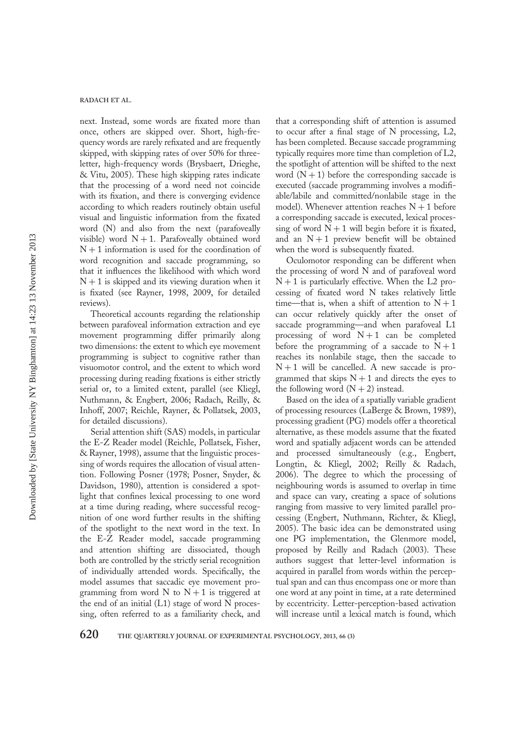next. Instead, some words are fixated more than once, others are skipped over. Short, high-frequency words are rarely refixated and are frequently skipped, with skipping rates of over 50% for three-letter, high-frequency words (Brysbaert, Drieghe, & Vitu, 2005). These high skipping rates indicate that the processing of a word need not coincide with its fixation, and there is converging evidence according to which readers routinely obtain useful visual and linguistic information from the fixated word (N) and also from the next (parafoveally visible) word N + 1. Parafoveally obtained word N + 1 information is used for the coordination of word recognition and saccade programming, so that it influences the likelihood with which word N + 1 is skipped and its viewing duration when it is fixated (see Rayner, 1998, 2009, for detailed reviews).

Theoretical accounts regarding the relationship between parafoveal information extraction and eye movement programming differ primarily along two dimensions: the extent to which eye movement programming is subject to cognitive rather than visuomotor control, and the extent to which word processing during reading fixations is either strictly serial or, to a limited extent, parallel (see Kliegl, Nuthmann, & Engbert, 2006; Radach, Reilly, & Inhoff, 2007; Reichle, Rayner, & Pollatsek, 2003, for detailed discussions).

Serial attention shift (SAS) models, in particular the E-Z Reader model (Reichle, Pollatsek, Fisher, & Rayner, 1998), assume that the linguistic processing of words requires the allocation of visual attention. Following Posner (1978; Posner, Snyder, & Davidson, 1980), attention is considered a spotlight that confines lexical processing to one word at a time during reading, where successful recognition of one word further results in the shifting of the spotlight to the next word in the text. In the E-Z Reader model, saccade programming and attention shifting are dissociated, though both are controlled by the strictly serial recognition of individually attended words. Specifically, the model assumes that saccadic eye movement programming from word N to N + 1 is triggered at the end of an initial (L1) stage of word N processing, often referred to as a familiarity check, and that a corresponding shift of attention is assumed to occur after a final stage of N processing, L2, has been completed. Because saccade programming typically requires more time than completion of L2, the spotlight of attention will be shifted to the next word (N + 1) before the corresponding saccade is executed (saccade programming involves a modifiable/labile and committed/nonlabile stage in the model). Whenever attention reaches N + 1 before a corresponding saccade is executed, lexical processing of word N + 1 will begin before it is fixated, and an N + 1 preview benefit will be obtained when the word is subsequently fixated.

Oculomotor responding can be different when the processing of word N and of parafoveal word N + 1 is particularly effective. When the L2 processing of fixated word N takes relatively little time—that is, when a shift of attention to N + 1 can occur relatively quickly after the onset of saccade programming—and when parafoveal L1 processing of word N + 1 can be completed before the programming of a saccade to N + 1 reaches its nonlabile stage, then the saccade to N + 1 will be cancelled. A new saccade is programmed that skips N + 1 and directs the eyes to the following word (N + 2) instead.

Based on the idea of a spatially variable gradient of processing resources (LaBerge & Brown, 1989), processing gradient (PG) models offer a theoretical alternative, as these models assume that the fixated word and spatially adjacent words can be attended and processed simultaneously (e.g., Engbert, Longtin, & Kliegl, 2002; Reilly & Radach, 2006). The degree to which the processing of neighbouring words is assumed to overlap in time and space can vary, creating a space of solutions ranging from massive to very limited parallel processing (Engbert, Nuthmann, Richter, & Kliegl, 2005). The basic idea can be demonstrated using one PG implementation, the Glenmore model, proposed by Reilly and Radach (2003). These authors suggest that letter-level information is acquired in parallel from words within the perceptual span and can thus encompass one or more than one word at any point in time, at a rate determined by eccentricity. Letter-perception-based activation will increase until a lexical match is found, which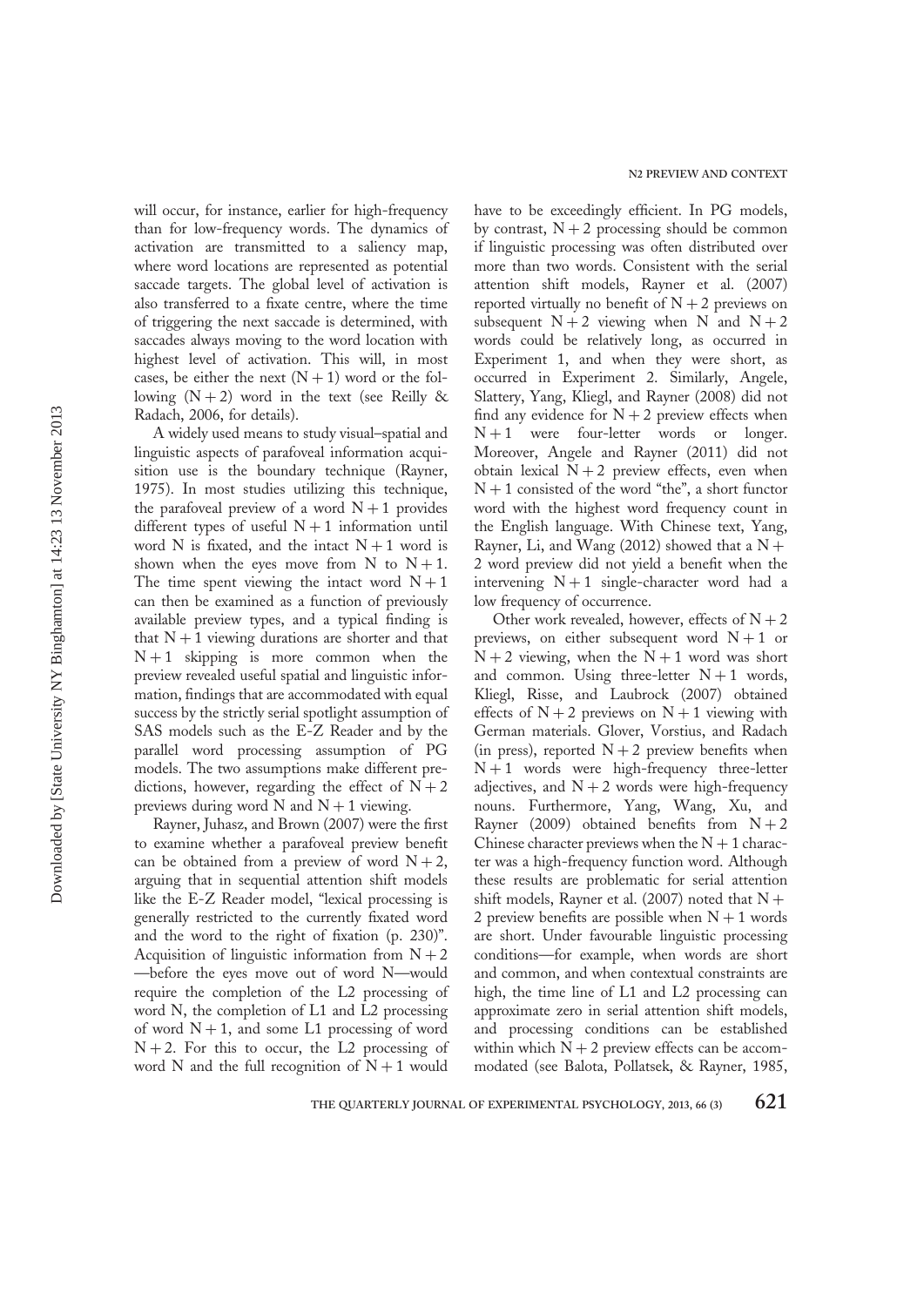will occur, for instance, earlier for high-frequency than for low-frequency words. The dynamics of activation are transmitted to a saliency map, where word locations are represented as potential saccade targets. The global level of activation is also transferred to a fixate centre, where the time of triggering the next saccade is determined, with saccades always moving to the word location with highest level of activation. This will, in most cases, be either the next $(N + 1)$ word or the following $(N + 2)$ word in the text (see Reilly & Radach, 2006, for details).

A widely used means to study visual–spatial and linguistic aspects of parafoveal information acquisition use is the boundary technique (Rayner, 1975). In most studies utilizing this technique, the parafoveal preview of a word $N + 1$ provides different types of useful $N + 1$ information until word N is fixated, and the intact $N + 1$ word is shown when the eyes move from N to $N + 1$. The time spent viewing the intact word $N + 1$ can then be examined as a function of previously available preview types, and a typical finding is that $N + 1$ viewing durations are shorter and that $N + 1$ skipping is more common when the preview revealed useful spatial and linguistic information, findings that are accommodated with equal success by the strictly serial spotlight assumption of SAS models such as the E-Z Reader and by the parallel word processing assumption of PG models. The two assumptions make different predictions, however, regarding the effect of $N + 2$ previews during word N and $N + 1$ viewing.

Rayner, Juhasz, and Brown (2007) were the first to examine whether a parafoveal preview benefit can be obtained from a preview of word $N + 2$, arguing that in sequential attention shift models like the E-Z Reader model, "lexical processing is generally restricted to the currently fixated word and the word to the right of fixation (p. 230)". Acquisition of linguistic information from $N + 2$ —before the eyes move out of word N—would require the completion of the L2 processing of word N, the completion of L1 and L2 processing of word $N + 1$, and some L1 processing of word $N + 2$. For this to occur, the L2 processing of word N and the full recognition of $N + 1$ would have to be exceedingly efficient. In PG models, by contrast, $N + 2$ processing should be common if linguistic processing was often distributed over more than two words. Consistent with the serial attention shift models, Rayner et al. (2007) reported virtually no benefit of $N + 2$ previews on subsequent $N + 2$ viewing when N and $N + 2$ words could be relatively long, as occurred in Experiment 1, and when they were short, as occurred in Experiment 2. Similarly, Angele, Slattery, Yang, Kliegl, and Rayner (2008) did not find any evidence for $N + 2$ preview effects when $N + 1$ were four-letter words or longer. Moreover, Angele and Rayner (2011) did not obtain lexical $N + 2$ preview effects, even when $N + 1$ consisted of the word "the", a short functor word with the highest word frequency count in the English language. With Chinese text, Yang, Rayner, Li, and Wang (2012) showed that a $N + 2$ word preview did not yield a benefit when the intervening $N + 1$ single-character word had a low frequency of occurrence.

Other work revealed, however, effects of $N + 2$ previews, on either subsequent word $N + 1$ or $N + 2$ viewing, when the $N + 1$ word was short and common. Using three-letter $N + 1$ words, Kliegl, Risse, and Laubrock (2007) obtained effects of $N + 2$ previews on $N + 1$ viewing with German materials. Glover, Vorstius, and Radach (in press), reported $N + 2$ preview benefits when $N + 1$ words were high-frequency three-letter adjectives, and $N + 2$ words were high-frequency nouns. Furthermore, Yang, Wang, Xu, and Rayner (2009) obtained benefits from $N + 2$ Chinese character previews when the $N + 1$ character was a high-frequency function word. Although these results are problematic for serial attention shift models, Rayner et al. (2007) noted that $N + 2$ preview benefits are possible when $N + 1$ words are short. Under favourable linguistic processing conditions—for example, when words are short and common, and when contextual constraints are high, the time line of L1 and L2 processing can approximate zero in serial attention shift models, and processing conditions can be established within which $N + 2$ preview effects can be accommodated (see Balota, Pollatsek, & Rayner, 1985,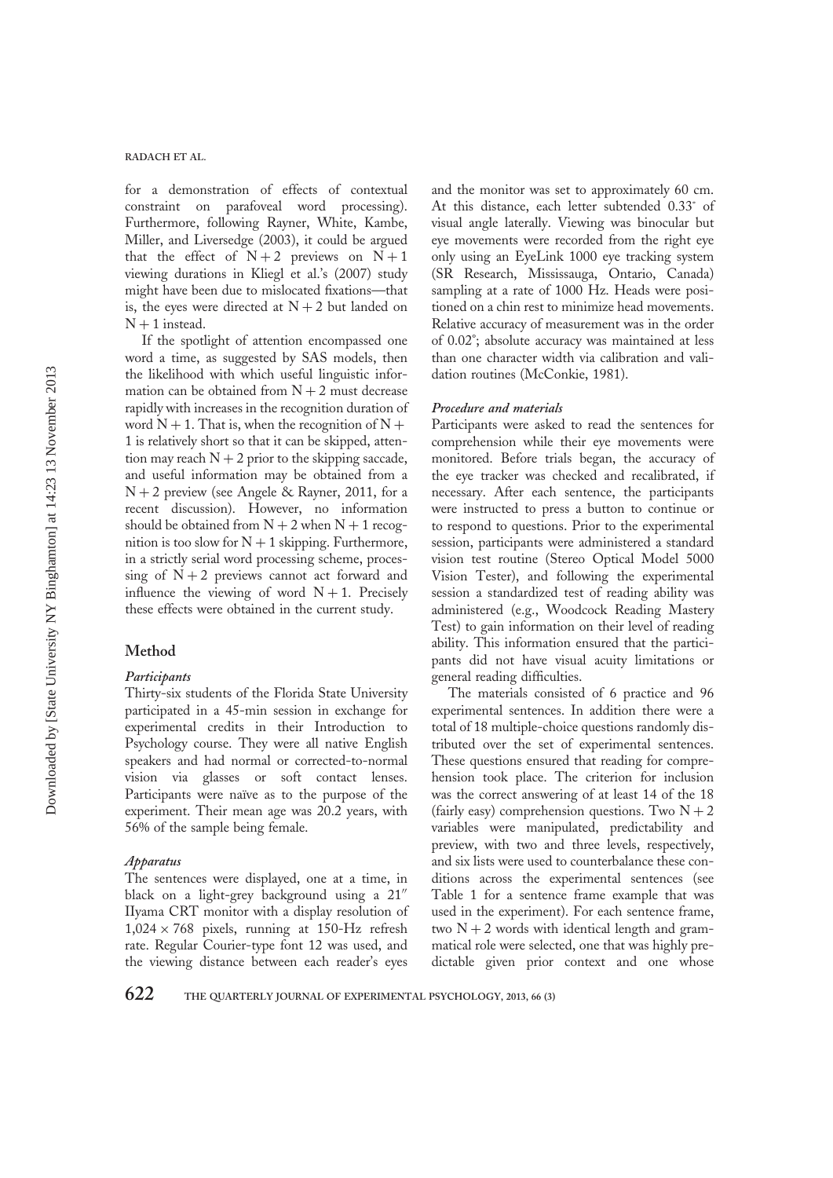for a demonstration of effects of contextual constraint on parafoveal word processing). Furthermore, following Rayner, White, Kambe, Miller, and Liversedge (2003), it could be argued that the effect of N + 2 previews on N + 1 viewing durations in Kliegl et al.'s (2007) study might have been due to mislocated fixations—that is, the eyes were directed at N + 2 but landed on N + 1 instead.

If the spotlight of attention encompassed one word a time, as suggested by SAS models, then the likelihood with which useful linguistic information can be obtained from N + 2 must decrease rapidly with increases in the recognition duration of word N + 1. That is, when the recognition of N + 1 is relatively short so that it can be skipped, attention may reach N + 2 prior to the skipping saccade, and useful information may be obtained from a N + 2 preview (see Angele & Rayner, 2011, for a recent discussion). However, no information should be obtained from N + 2 when N + 1 recognition is too slow for N + 1 skipping. Furthermore, in a strictly serial word processing scheme, processing of N + 2 previews cannot act forward and influence the viewing of word N + 1. Precisely these effects were obtained in the current study.

## Method

### *Participants*

Thirty-six students of the Florida State University participated in a 45-min session in exchange for experimental credits in their Introduction to Psychology course. They were all native English speakers and had normal or corrected-to-normal vision via glasses or soft contact lenses. Participants were naïve as to the purpose of the experiment. Their mean age was 20.2 years, with 56% of the sample being female.

### *Apparatus*

The sentences were displayed, one at a time, in black on a light-grey background using a 21″ IIyama CRT monitor with a display resolution of $1,024 \times 768$ pixels, running at 150-Hz refresh rate. Regular Courier-type font 12 was used, and the viewing distance between each reader's eyes and the monitor was set to approximately 60 cm. At this distance, each letter subtended 0.33° of visual angle laterally. Viewing was binocular but eye movements were recorded from the right eye only using an EyeLink 1000 eye tracking system (SR Research, Mississauga, Ontario, Canada) sampling at a rate of 1000 Hz. Heads were positioned on a chin rest to minimize head movements. Relative accuracy of measurement was in the order of 0.02°; absolute accuracy was maintained at less than one character width via calibration and validation routines (McConkie, 1981).

### *Procedure and materials*

Participants were asked to read the sentences for comprehension while their eye movements were monitored. Before trials began, the accuracy of the eye tracker was checked and recalibrated, if necessary. After each sentence, the participants were instructed to press a button to continue or to respond to questions. Prior to the experimental session, participants were administered a standard vision test routine (Stereo Optical Model 5000 Vision Tester), and following the experimental session a standardized test of reading ability was administered (e.g., Woodcock Reading Mastery Test) to gain information on their level of reading ability. This information ensured that the participants did not have visual acuity limitations or general reading difficulties.

The materials consisted of 6 practice and 96 experimental sentences. In addition there were a total of 18 multiple-choice questions randomly distributed over the set of experimental sentences. These questions ensured that reading for comprehension took place. The criterion for inclusion was the correct answering of at least 14 of the 18 (fairly easy) comprehension questions. Two N + 2 variables were manipulated, predictability and preview, with two and three levels, respectively, and six lists were used to counterbalance these conditions across the experimental sentences (see Table 1 for a sentence frame example that was used in the experiment). For each sentence frame, two N + 2 words with identical length and grammatical role were selected, one that was highly predictable given prior context and one whose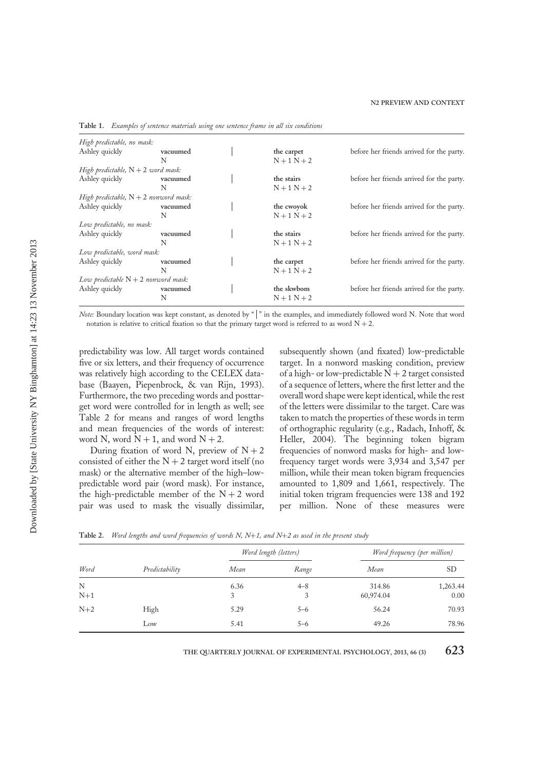**Table 1.** *Examples of sentence materials using one sentence frame in all six conditions*

| | | | | |
|---|---|---|---|---|
| *High predictable, no mask:* | | | | |
| Ashley quickly | vacuumed<br>N | \| | the carpet<br>N + 1 N + 2 | before her friends arrived for the party. |
| *High predictable,* N + 2 *word mask:* | | | | |
| Ashley quickly | vacuumed<br>N | \| | the stairs<br>N + 1 N + 2 | before her friends arrived for the party. |
| *High predictable,* N + 2 *nonword mask:* | | | | |
| Ashley quickly | vacuumed<br>N | \| | the cwoyok<br>N + 1 N + 2 | before her friends arrived for the party. |
| *Low predictable, no mask:* | | | | |
| Ashley quickly | vacuumed<br>N | \| | the stairs<br>N + 1 N + 2 | before her friends arrived for the party. |
| *Low predictable, word mask:* | | | | |
| Ashley quickly | vacuumed<br>N | \| | the carpet<br>N + 1 N + 2 | before her friends arrived for the party. |
| *Low predictable* N + 2 *nonword mask:* | | | | |
| Ashley quickly | vacuumed<br>N | \| | the skwbom<br>N + 1 N + 2 | before her friends arrived for the party. |

*Note:* Boundary location was kept constant, as denoted by "|" in the examples, and immediately followed word N. Note that word notation is relative to critical fixation so that the primary target word is referred to as word N + 2.

predictability was low. All target words contained five or six letters, and their frequency of occurrence was relatively high according to the CELEX database (Baayen, Piepenbrock, & van Rijn, 1993). Furthermore, the two preceding words and posttarget word were controlled for in length as well; see Table 2 for means and ranges of word lengths and mean frequencies of the words of interest: word N, word N + 1, and word N + 2.

During fixation of word N, preview of N + 2 consisted of either the N + 2 target word itself (no mask) or the alternative member of the high–low-predictable word pair (word mask). For instance, the high-predictable member of the N + 2 word pair was used to mask the visually dissimilar, subsequently shown (and fixated) low-predictable target. In a nonword masking condition, preview of a high- or low-predictable N + 2 target consisted of a sequence of letters, where the first letter and the overall word shape were kept identical, while the rest of the letters were dissimilar to the target. Care was taken to match the properties of these words in term of orthographic regularity (e.g., Radach, Inhoff, & Heller, 2004). The beginning token bigram frequencies of nonword masks for high- and low-frequency target words were 3,934 and 3,547 per million, while their mean token bigram frequencies amounted to 1,809 and 1,661, respectively. The initial token trigram frequencies were 138 and 192 per million. None of these measures were

**Table 2.** *Word lengths and word frequencies of words N, N+1, and N+2 as used in the present study*

| Word | Predictability | Word length (letters) | | Word frequency (per million) | |
|---|---|---|---|---|---|
| | | *Mean* | *Range* | *Mean* | SD |
| N | | 6.36 | 4–8 | 314.86 | 1,263.44 |
| N+1 | | 3 | 3 | 60,974.04 | 0.00 |
| N+2 | High | 5.29 | 5–6 | 56.24 | 70.93 |
| | Low | 5.41 | 5–6 | 49.26 | 78.96 |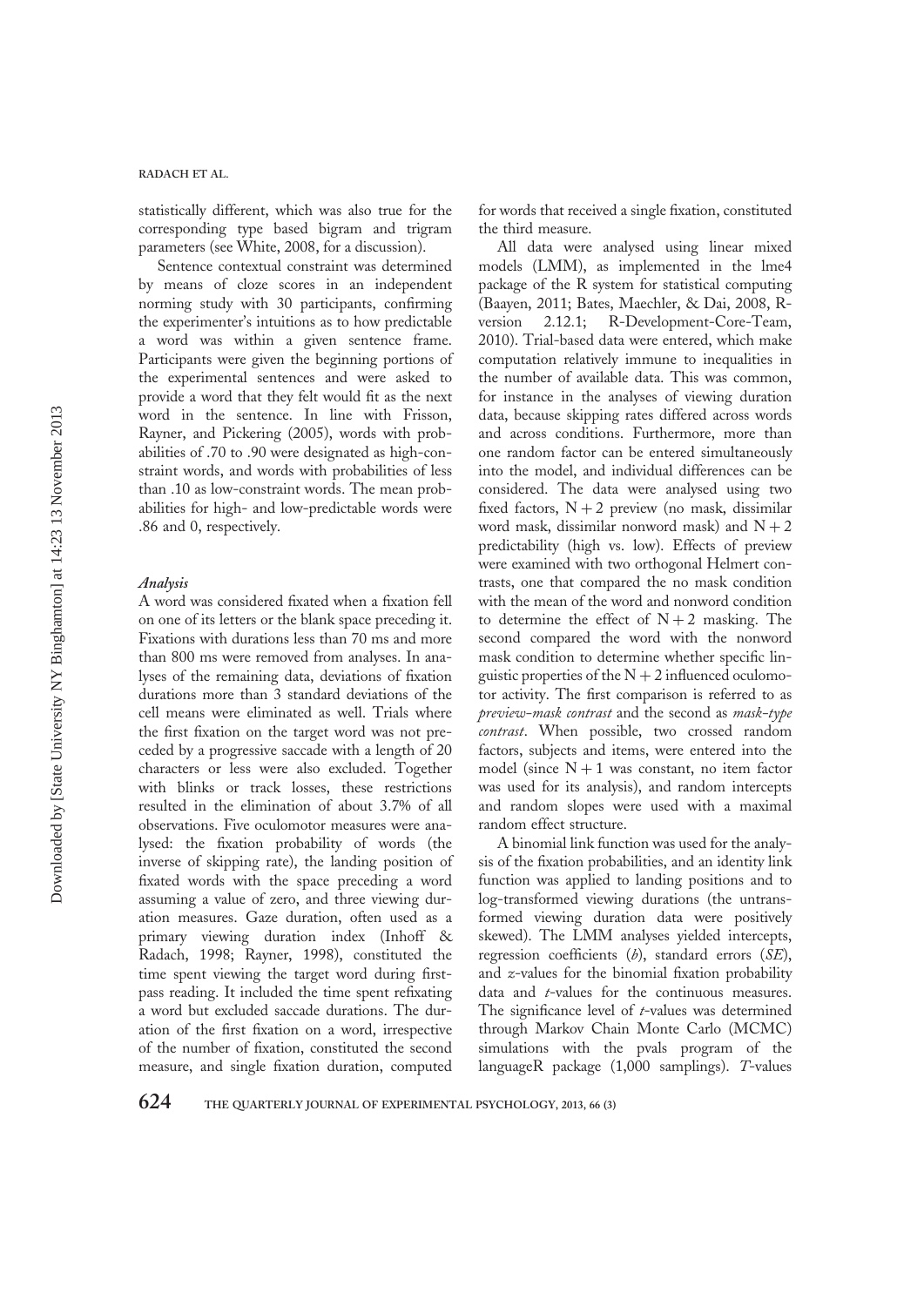statistically different, which was also true for the corresponding type based bigram and trigram parameters (see White, 2008, for a discussion).

Sentence contextual constraint was determined by means of cloze scores in an independent norming study with 30 participants, confirming the experimenter's intuitions as to how predictable a word was within a given sentence frame. Participants were given the beginning portions of the experimental sentences and were asked to provide a word that they felt would fit as the next word in the sentence. In line with Frisson, Rayner, and Pickering (2005), words with probabilities of .70 to .90 were designated as high-constraint words, and words with probabilities of less than .10 as low-constraint words. The mean probabilities for high- and low-predictable words were .86 and 0, respectively.

### *Analysis*

A word was considered fixated when a fixation fell on one of its letters or the blank space preceding it. Fixations with durations less than 70 ms and more than 800 ms were removed from analyses. In analyses of the remaining data, deviations of fixation durations more than 3 standard deviations of the cell means were eliminated as well. Trials where the first fixation on the target word was not preceded by a progressive saccade with a length of 20 characters or less were also excluded. Together with blinks or track losses, these restrictions resulted in the elimination of about 3.7% of all observations. Five oculomotor measures were analysed: the fixation probability of words (the inverse of skipping rate), the landing position of fixated words with the space preceding a word assuming a value of zero, and three viewing duration measures. Gaze duration, often used as a primary viewing duration index (Inhoff & Radach, 1998; Rayner, 1998), constituted the time spent viewing the target word during first-pass reading. It included the time spent refixating a word but excluded saccade durations. The duration of the first fixation on a word, irrespective of the number of fixation, constituted the second measure, and single fixation duration, computed for words that received a single fixation, constituted the third measure.

All data were analysed using linear mixed models (LMM), as implemented in the lme4 package of the R system for statistical computing (Baayen, 2011; Bates, Maechler, & Dai, 2008, R-version 2.12.1; R-Development-Core-Team, 2010). Trial-based data were entered, which make computation relatively immune to inequalities in the number of available data. This was common, for instance in the analyses of viewing duration data, because skipping rates differed across words and across conditions. Furthermore, more than one random factor can be entered simultaneously into the model, and individual differences can be considered. The data were analysed using two fixed factors, $N + 2$ preview (no mask, dissimilar word mask, dissimilar nonword mask) and $N + 2$ predictability (high vs. low). Effects of preview were examined with two orthogonal Helmert contrasts, one that compared the no mask condition with the mean of the word and nonword condition to determine the effect of $N + 2$ masking. The second compared the word with the nonword mask condition to determine whether specific linguistic properties of the $N + 2$ influenced oculomotor activity. The first comparison is referred to as *preview-mask contrast* and the second as *mask-type contrast*. When possible, two crossed random factors, subjects and items, were entered into the model (since $N + 1$ was constant, no item factor was used for its analysis), and random intercepts and random slopes were used with a maximal random effect structure.

A binomial link function was used for the analysis of the fixation probabilities, and an identity link function was applied to landing positions and to log-transformed viewing durations (the untransformed viewing duration data were positively skewed). The LMM analyses yielded intercepts, regression coefficients ($b$), standard errors ($SE$), and $z$-values for the binomial fixation probability data and $t$-values for the continuous measures. The significance level of $t$-values was determined through Markov Chain Monte Carlo (MCMC) simulations with the pvals program of the languageR package (1,000 samplings). $T$-values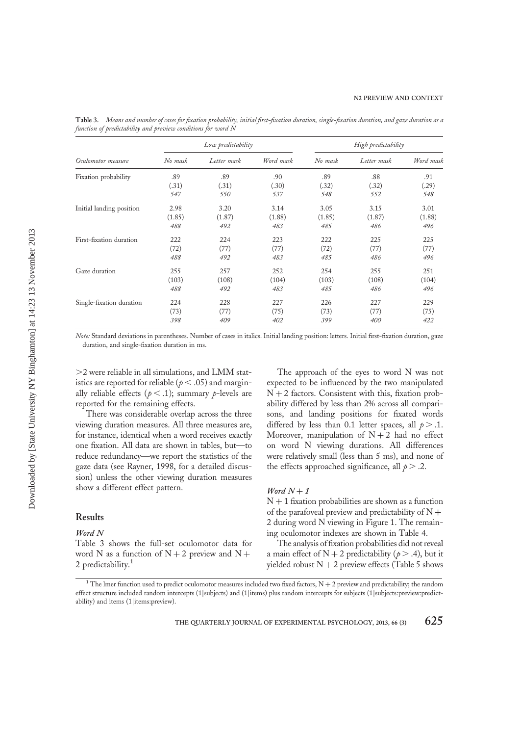**Table 3.** *Means and number of cases for fixation probability, initial first-fixation duration, single-fixation duration, and gaze duration as a function of predictability and preview conditions for word N*

| | *Low predictability* | | | *High predictability* | | |
|---|---|---|---|---|---|---|
| *Oculomotor measure* | *No mask* | *Letter mask* | *Word mask* | *No mask* | *Letter mask* | *Word mask* |
| Fixation probability | .89 | .89 | .90 | .89 | .88 | .91 |
| | (.31) | (.31) | (.30) | (.32) | (.32) | (.29) |
| | *547* | *550* | *537* | *548* | *552* | *548* |
| Initial landing position | 2.98 | 3.20 | 3.14 | 3.05 | 3.15 | 3.01 |
| | (1.85) | (1.87) | (1.88) | (1.85) | (1.87) | (1.88) |
| | *488* | *492* | *483* | *485* | *486* | *496* |
| First-fixation duration | 222 | 224 | 223 | 222 | 225 | 225 |
| | (72) | (77) | (77) | (72) | (77) | (77) |
| | *488* | *492* | *483* | *485* | *486* | *496* |
| Gaze duration | 255 | 257 | 252 | 254 | 255 | 251 |
| | (103) | (108) | (104) | (103) | (108) | (104) |
| | *488* | *492* | *483* | *485* | *486* | *496* |
| Single-fixation duration | 224 | 228 | 227 | 226 | 227 | 229 |
| | (73) | (77) | (75) | (73) | (77) | (75) |
| | *398* | *409* | *402* | *399* | *400* | *422* |

*Note:* Standard deviations in parentheses. Number of cases in italics. Initial landing position: letters. Initial first-fixation duration, gaze duration, and single-fixation duration in ms.

>2 were reliable in all simulations, and LMM statistics are reported for reliable ($p < .05$) and marginally reliable effects ($p < .1$); summary $p$-levels are reported for the remaining effects.

There was considerable overlap across the three viewing duration measures. All three measures are, for instance, identical when a word receives exactly one fixation. All data are shown in tables, but—to reduce redundancy—we report the statistics of the gaze data (see Rayner, 1998, for a detailed discussion) unless the other viewing duration measures show a different effect pattern.

## Results

### *Word N*

Table 3 shows the full-set oculomotor data for word N as a function of N + 2 preview and N + 2 predictability.[1]

The approach of the eyes to word N was not expected to be influenced by the two manipulated N + 2 factors. Consistent with this, fixation probability differed by less than 2% across all comparisons, and landing positions for fixated words differed by less than 0.1 letter spaces, all $p > .1$. Moreover, manipulation of N + 2 had no effect on word N viewing durations. All differences were relatively small (less than 5 ms), and none of the effects approached significance, all $p > .2$.

### *Word N + 1*

N + 1 fixation probabilities are shown as a function of the parafoveal preview and predictability of N + 2 during word N viewing in Figure 1. The remaining oculomotor indexes are shown in Table 4.

The analysis of fixation probabilities did not reveal a main effect of N + 2 predictability ($p > .4$), but it yielded robust N + 2 preview effects (Table 5 shows

[1] The lmer function used to predict oculomotor measures included two fixed factors, N + 2 preview and predictability; the random effect structure included random intercepts (1|subjects) and (1|items) plus random intercepts for subjects (1|subjects:preview:predictability) and items (1|items:preview).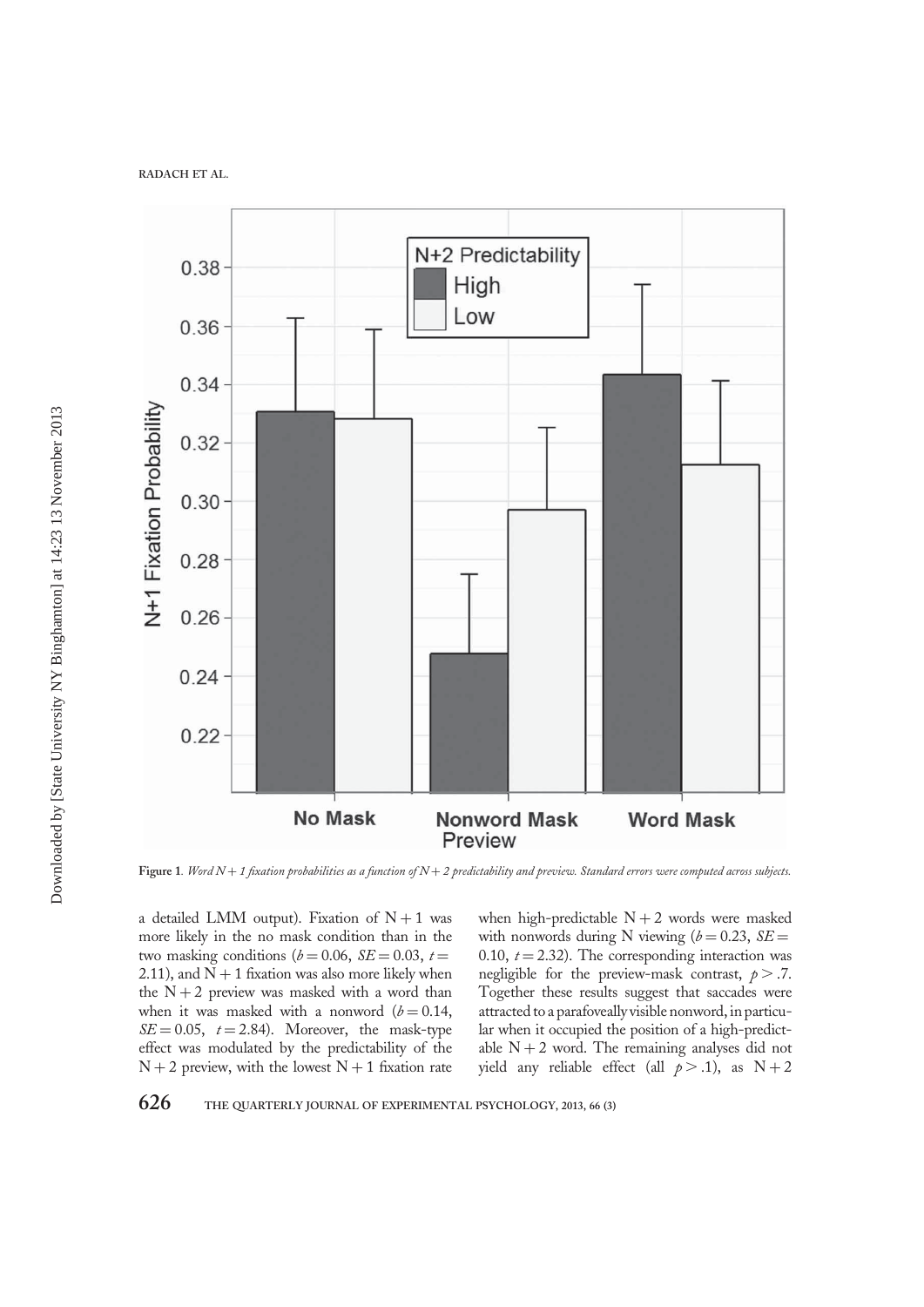Figure 1. *Word N + 1 fixation probabilities as a function of N + 2 predictability and preview. Standard errors were computed across subjects.*

a detailed LMM output). Fixation of N + 1 was more likely in the no mask condition than in the two masking conditions ($b = 0.06$, $SE = 0.03$, $t = 2.11$), and N + 1 fixation was also more likely when the N + 2 preview was masked with a word than when it was masked with a nonword ($b = 0.14$, $SE = 0.05$, $t = 2.84$). Moreover, the mask-type effect was modulated by the predictability of the N + 2 preview, with the lowest N + 1 fixation rate when high-predictable N + 2 words were masked with nonwords during N viewing ($b = 0.23$, $SE = 0.10$, $t = 2.32$). The corresponding interaction was negligible for the preview-mask contrast, $p > .7$. Together these results suggest that saccades were attracted to a parafoveally visible nonword, in particular when it occupied the position of a high-predictable N + 2 word. The remaining analyses did not yield any reliable effect (all $p > .1$), as N + 2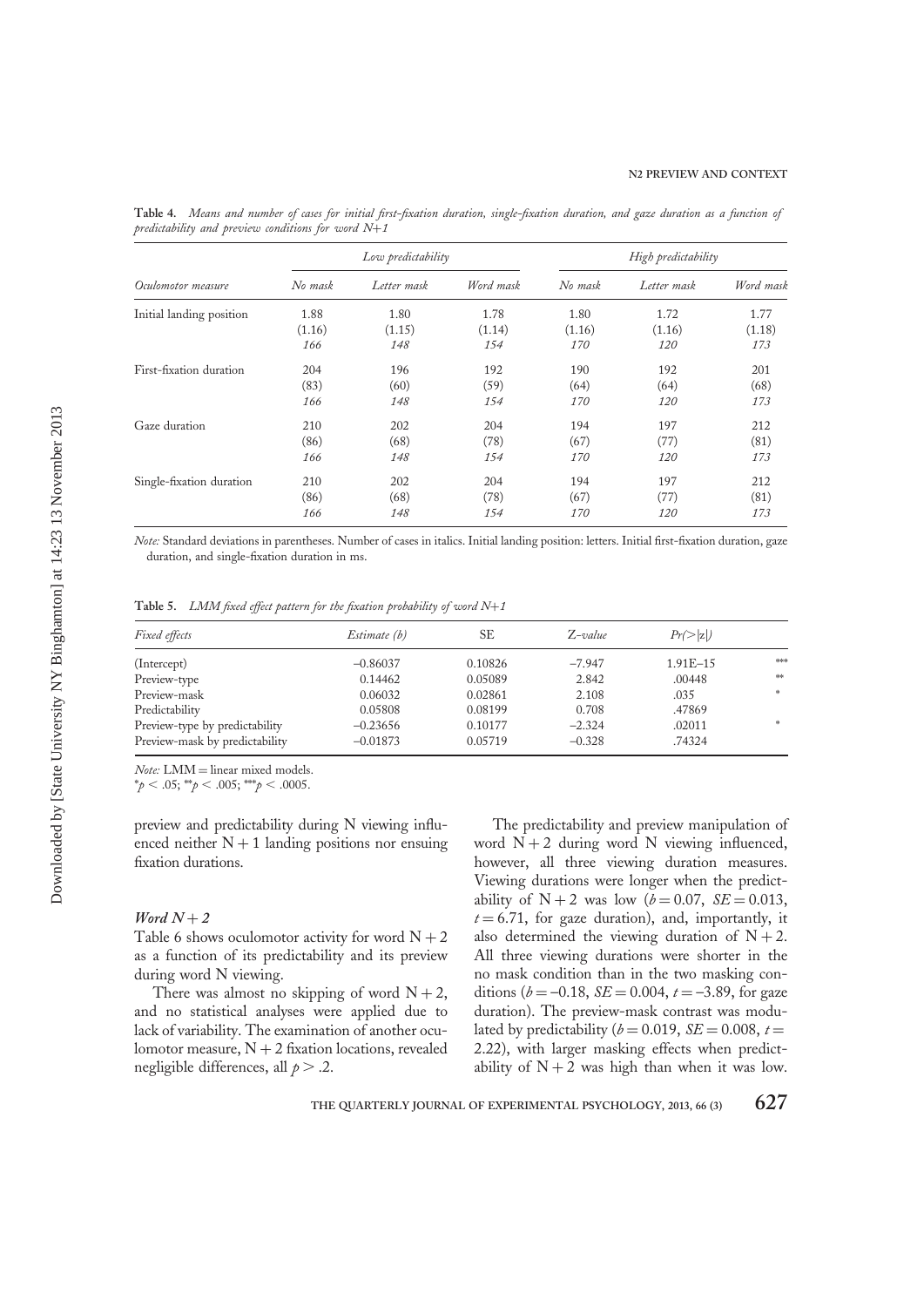**Table 4.** *Means and number of cases for initial first-fixation duration, single-fixation duration, and gaze duration as a function of predictability and preview conditions for word N+1*

| Oculomotor measure | Low predictability | | | High predictability | | |
|---|---|---|---|---|---|---|
| | *No mask* | *Letter mask* | *Word mask* | *No mask* | *Letter mask* | *Word mask* |
| Initial landing position | 1.88 | 1.80 | 1.78 | 1.80 | 1.72 | 1.77 |
| | (1.16) | (1.15) | (1.14) | (1.16) | (1.16) | (1.18) |
| | *166* | *148* | *154* | *170* | *120* | *173* |
| First-fixation duration | 204 | 196 | 192 | 190 | 192 | 201 |
| | (83) | (60) | (59) | (64) | (64) | (68) |
| | *166* | *148* | *154* | *170* | *120* | *173* |
| Gaze duration | 210 | 202 | 204 | 194 | 197 | 212 |
| | (86) | (68) | (78) | (67) | (77) | (81) |
| | *166* | *148* | *154* | *170* | *120* | *173* |
| Single-fixation duration | 210 | 202 | 204 | 194 | 197 | 212 |
| | (86) | (68) | (78) | (67) | (77) | (81) |
| | *166* | *148* | *154* | *170* | *120* | *173* |

*Note:* Standard deviations in parentheses. Number of cases in italics. Initial landing position: letters. Initial first-fixation duration, gaze duration, and single-fixation duration in ms.

**Table 5.** *LMM fixed effect pattern for the fixation probability of word N+1*

| *Fixed effects* | *Estimate (b)* | SE | *Z-value* | *Pr(>\|z\|)* | |
|---|---|---|---|---|---|
| (Intercept) | −0.86037 | 0.10826 | −7.947 | 1.91E–15 | *** |
| Preview-type | 0.14462 | 0.05089 | 2.842 | .00448 | ** |
| Preview-mask | 0.06032 | 0.02861 | 2.108 | .035 | * |
| Predictability | 0.05808 | 0.08199 | 0.708 | .47869 | |
| Preview-type by predictability | −0.23656 | 0.10177 | −2.324 | .02011 | * |
| Preview-mask by predictability | −0.01873 | 0.05719 | −0.328 | .74324 | |

*Note:* LMM = linear mixed models.
$^{*}p < .05$; $^{**}p < .005$; $^{***}p < .0005$.

preview and predictability during N viewing influenced neither N + 1 landing positions nor ensuing fixation durations.

### *Word N + 2*

Table 6 shows oculomotor activity for word N + 2 as a function of its predictability and its preview during word N viewing.

There was almost no skipping of word N + 2, and no statistical analyses were applied due to lack of variability. The examination of another oculomotor measure, N + 2 fixation locations, revealed negligible differences, all $p > .2$.

The predictability and preview manipulation of word N + 2 during word N viewing influenced, however, all three viewing duration measures. Viewing durations were longer when the predictability of N + 2 was low ($b = 0.07$, $SE = 0.013$, $t = 6.71$, for gaze duration), and, importantly, it also determined the viewing duration of N + 2. All three viewing durations were shorter in the no mask condition than in the two masking conditions ($b = -0.18$, $SE = 0.004$, $t = -3.89$, for gaze duration). The preview-mask contrast was modulated by predictability ($b = 0.019$, $SE = 0.008$, $t = 2.22$), with larger masking effects when predictability of N + 2 was high than when it was low.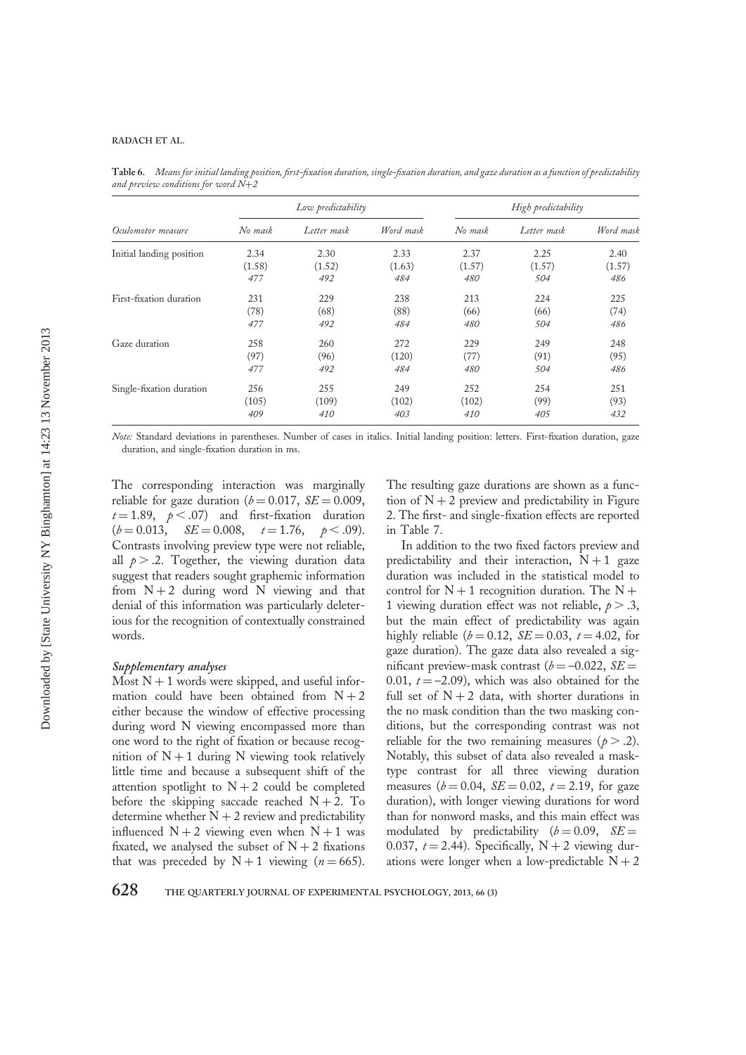**Table 6.** *Means for initial landing position, first-fixation duration, single-fixation duration, and gaze duration as a function of predictability and preview conditions for word N+2*

| | Low predictability | | | High predictability | | |
|---|---|---|---|---|---|---|
| Oculomotor measure | No mask | Letter mask | Word mask | No mask | Letter mask | Word mask |
| Initial landing position | 2.34 | 2.30 | 2.33 | 2.37 | 2.25 | 2.40 |
| | (1.58) | (1.52) | (1.63) | (1.57) | (1.57) | (1.57) |
| | *477* | *492* | *484* | *480* | *504* | *486* |
| First-fixation duration | 231 | 229 | 238 | 213 | 224 | 225 |
| | (78) | (68) | (88) | (66) | (66) | (74) |
| | *477* | *492* | *484* | *480* | *504* | *486* |
| Gaze duration | 258 | 260 | 272 | 229 | 249 | 248 |
| | (97) | (96) | (120) | (77) | (91) | (95) |
| | *477* | *492* | *484* | *480* | *504* | *486* |
| Single-fixation duration | 256 | 255 | 249 | 252 | 254 | 251 |
| | (105) | (109) | (102) | (102) | (99) | (93) |
| | *409* | *410* | *403* | *410* | *405* | *432* |

*Note:* Standard deviations in parentheses. Number of cases in italics. Initial landing position: letters. First-fixation duration, gaze duration, and single-fixation duration in ms.

The corresponding interaction was marginally reliable for gaze duration ($b = 0.017$, $SE = 0.009$, $t = 1.89$, $p < .07$) and first-fixation duration ($b = 0.013$, $SE = 0.008$, $t = 1.76$, $p < .09$). Contrasts involving preview type were not reliable, all $p > .2$. Together, the viewing duration data suggest that readers sought graphemic information from $N + 2$ during word N viewing and that denial of this information was particularly deleterious for the recognition of contextually constrained words.

#### *Supplementary analyses*

Most $N + 1$ words were skipped, and useful information could have been obtained from $N + 2$ either because the window of effective processing during word N viewing encompassed more than one word to the right of fixation or because recognition of $N + 1$ during N viewing took relatively little time and because a subsequent shift of the attention spotlight to $N + 2$ could be completed before the skipping saccade reached $N + 2$. To determine whether $N + 2$ review and predictability influenced $N + 2$ viewing even when $N + 1$ was fixated, we analysed the subset of $N + 2$ fixations that was preceded by $N + 1$ viewing ($n = 665$). The resulting gaze durations are shown as a function of $N + 2$ preview and predictability in Figure 2. The first- and single-fixation effects are reported in Table 7.

In addition to the two fixed factors preview and predictability and their interaction, $N + 1$ gaze duration was included in the statistical model to control for $N + 1$ recognition duration. The $N + 1$ viewing duration effect was not reliable, $p > .3$, but the main effect of predictability was again highly reliable ($b = 0.12$, $SE = 0.03$, $t = 4.02$, for gaze duration). The gaze data also revealed a significant preview-mask contrast ($b = -0.022$, $SE = 0.01$, $t = -2.09$), which was also obtained for the full set of $N + 2$ data, with shorter durations in the no mask condition than the two masking conditions, but the corresponding contrast was not reliable for the two remaining measures ($p > .2$). Notably, this subset of data also revealed a mask-type contrast for all three viewing duration measures ($b = 0.04$, $SE = 0.02$, $t = 2.19$, for gaze duration), with longer viewing durations for word than for nonword masks, and this main effect was modulated by predictability ($b = 0.09$, $SE = 0.037$, $t = 2.44$). Specifically, $N + 2$ viewing durations were longer when a low-predictable $N + 2$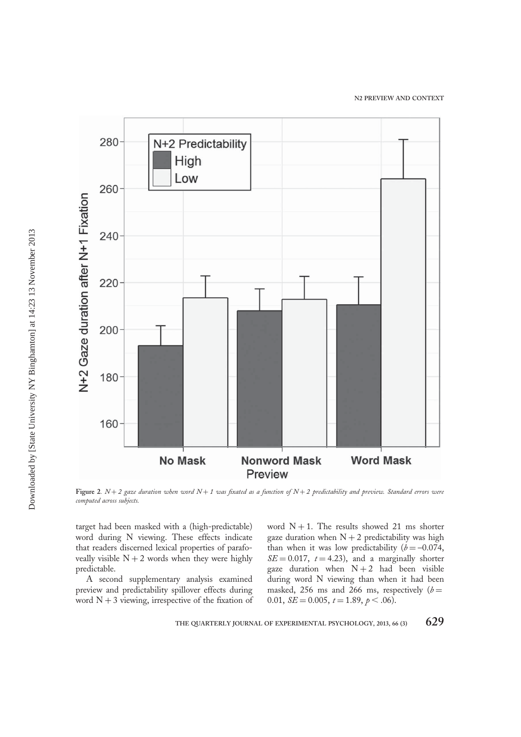Figure 2. $N+2$ gaze duration when word $N+1$ was fixated as a function of $N+2$ predictability and preview. Standard errors were computed across subjects.

target had been masked with a (high-predictable) word during N viewing. These effects indicate that readers discerned lexical properties of parafoveally visible $N+2$ words when they were highly predictable.

A second supplementary analysis examined preview and predictability spillover effects during word $N+3$ viewing, irrespective of the fixation of word $N+1$. The results showed 21 ms shorter gaze duration when $N+2$ predictability was high than when it was low predictability ($b = -0.074$, $SE = 0.017$, $t = 4.23$), and a marginally shorter gaze duration when $N+2$ had been visible during word N viewing than when it had been masked, 256 ms and 266 ms, respectively ($b = 0.01$, $SE = 0.005$, $t = 1.89$, $p < .06$).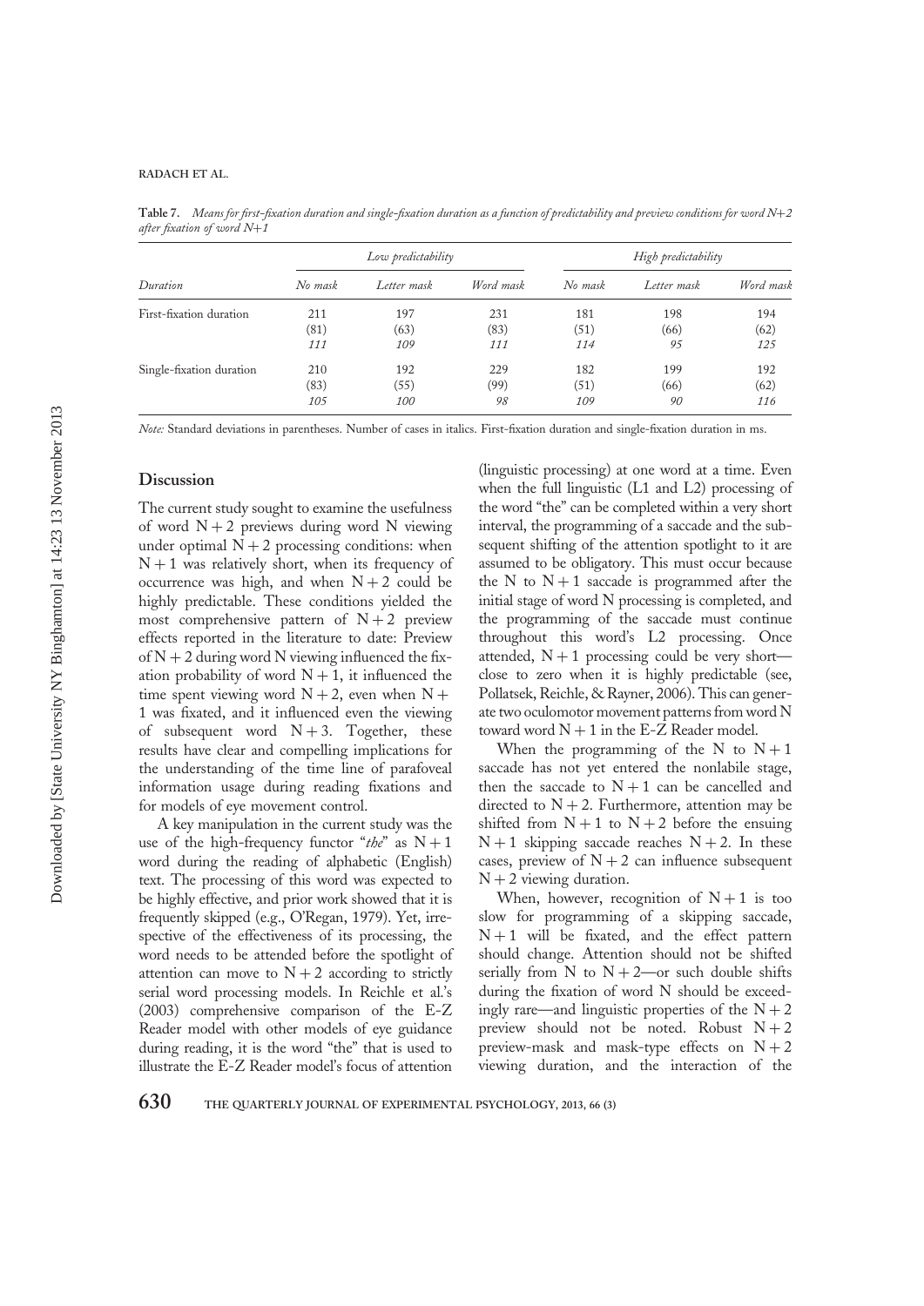**Table 7.** *Means for first-fixation duration and single-fixation duration as a function of predictability and preview conditions for word N+2 after fixation of word N+1*

| Duration | Low predictability | | | High predictability | | |
|---|---|---|---|---|---|---|
| | No mask | Letter mask | Word mask | No mask | Letter mask | Word mask |
| First-fixation duration | 211<br>(81)<br>*111* | 197<br>(63)<br>*109* | 231<br>(83)<br>*111* | 181<br>(51)<br>*114* | 198<br>(66)<br>*95* | 194<br>(62)<br>*125* |
| Single-fixation duration | 210<br>(83)<br>*105* | 192<br>(55)<br>*100* | 229<br>(99)<br>*98* | 182<br>(51)<br>*109* | 199<br>(66)<br>*90* | 192<br>(62)<br>*116* |

*Note:* Standard deviations in parentheses. Number of cases in italics. First-fixation duration and single-fixation duration in ms.

## Discussion

The current study sought to examine the usefulness of word N + 2 previews during word N viewing under optimal N + 2 processing conditions: when N + 1 was relatively short, when its frequency of occurrence was high, and when N + 2 could be highly predictable. These conditions yielded the most comprehensive pattern of N + 2 preview effects reported in the literature to date: Preview of N + 2 during word N viewing influenced the fixation probability of word N + 1, it influenced the time spent viewing word N + 2, even when N + 1 was fixated, and it influenced even the viewing of subsequent word N + 3. Together, these results have clear and compelling implications for the understanding of the time line of parafoveal information usage during reading fixations and for models of eye movement control.

A key manipulation in the current study was the use of the high-frequency functor "*the*" as N + 1 word during the reading of alphabetic (English) text. The processing of this word was expected to be highly effective, and prior work showed that it is frequently skipped (e.g., O'Regan, 1979). Yet, irrespective of the effectiveness of its processing, the word needs to be attended before the spotlight of attention can move to N + 2 according to strictly serial word processing models. In Reichle et al.'s (2003) comprehensive comparison of the E-Z Reader model with other models of eye guidance during reading, it is the word "the" that is used to illustrate the E-Z Reader model's focus of attention (linguistic processing) at one word at a time. Even when the full linguistic (L1 and L2) processing of the word "the" can be completed within a very short interval, the programming of a saccade and the subsequent shifting of the attention spotlight to it are assumed to be obligatory. This must occur because the N to N + 1 saccade is programmed after the initial stage of word N processing is completed, and the programming of the saccade must continue throughout this word's L2 processing. Once attended, N + 1 processing could be very short—close to zero when it is highly predictable (see, Pollatsek, Reichle, & Rayner, 2006). This can generate two oculomotor movement patterns from word N toward word N + 1 in the E-Z Reader model.

When the programming of the N to N + 1 saccade has not yet entered the nonlabile stage, then the saccade to N + 1 can be cancelled and directed to N + 2. Furthermore, attention may be shifted from N + 1 to N + 2 before the ensuing N + 1 skipping saccade reaches N + 2. In these cases, preview of N + 2 can influence subsequent N + 2 viewing duration.

When, however, recognition of N + 1 is too slow for programming of a skipping saccade, N + 1 will be fixated, and the effect pattern should change. Attention should not be shifted serially from N to N + 2—or such double shifts during the fixation of word N should be exceedingly rare—and linguistic properties of the N + 2 preview should not be noted. Robust N + 2 preview-mask and mask-type effects on N + 2 viewing duration, and the interaction of the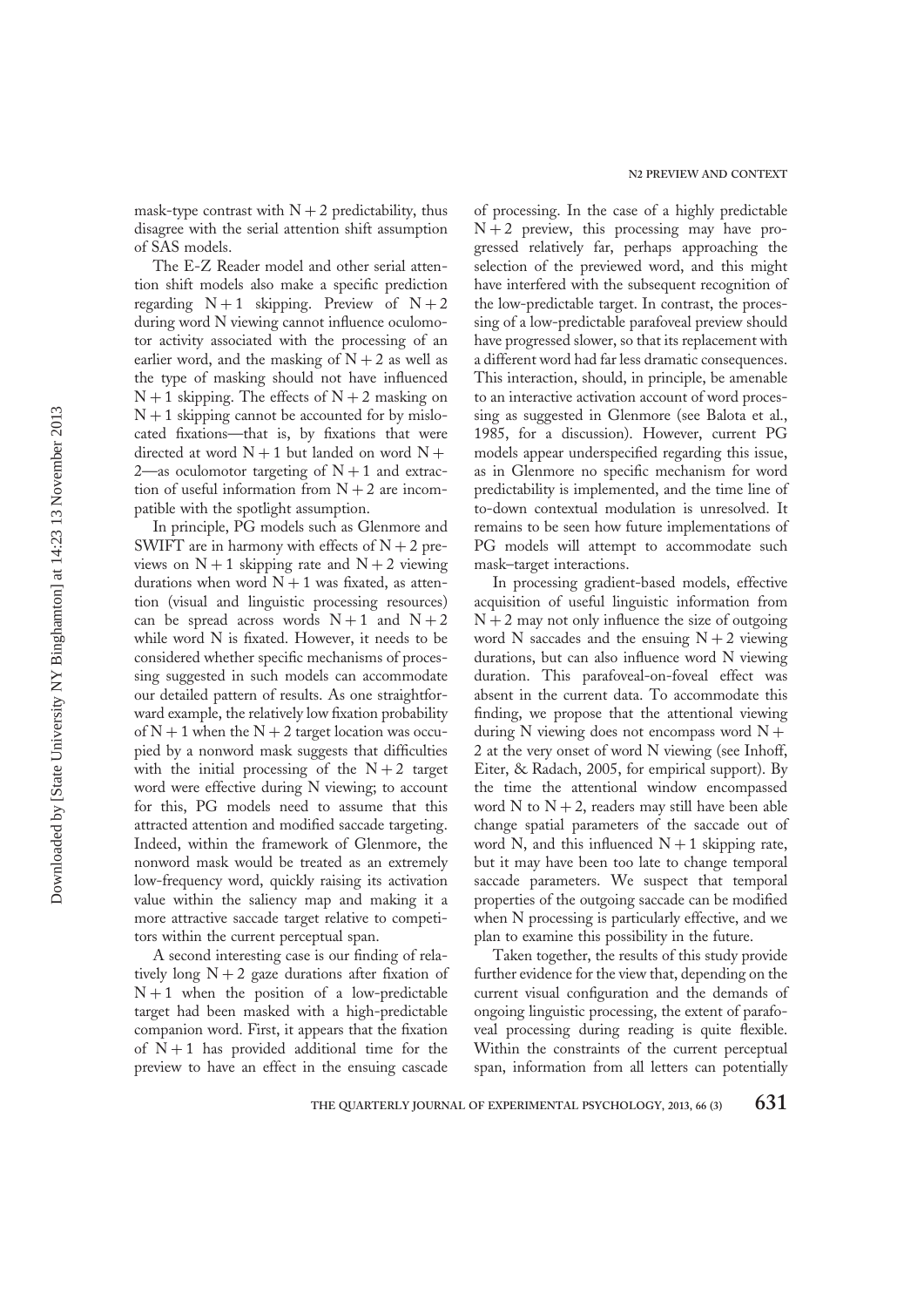mask-type contrast with $N + 2$ predictability, thus disagree with the serial attention shift assumption of SAS models.

The E-Z Reader model and other serial attention shift models also make a specific prediction regarding $N + 1$ skipping. Preview of $N + 2$ during word N viewing cannot influence oculomotor activity associated with the processing of an earlier word, and the masking of $N + 2$ as well as the type of masking should not have influenced $N + 1$ skipping. The effects of $N + 2$ masking on $N + 1$ skipping cannot be accounted for by mislocated fixations—that is, by fixations that were directed at word $N + 1$ but landed on word $N + 2$—as oculomotor targeting of $N + 1$ and extraction of useful information from $N + 2$ are incompatible with the spotlight assumption.

In principle, PG models such as Glenmore and SWIFT are in harmony with effects of $N + 2$ previews on $N + 1$ skipping rate and $N + 2$ viewing durations when word $N + 1$ was fixated, as attention (visual and linguistic processing resources) can be spread across words $N + 1$ and $N + 2$ while word N is fixated. However, it needs to be considered whether specific mechanisms of processing suggested in such models can accommodate our detailed pattern of results. As one straightforward example, the relatively low fixation probability of $N + 1$ when the $N + 2$ target location was occupied by a nonword mask suggests that difficulties with the initial processing of the $N + 2$ target word were effective during N viewing; to account for this, PG models need to assume that this attracted attention and modified saccade targeting. Indeed, within the framework of Glenmore, the nonword mask would be treated as an extremely low-frequency word, quickly raising its activation value within the saliency map and making it a more attractive saccade target relative to competitors within the current perceptual span.

A second interesting case is our finding of relatively long $N + 2$ gaze durations after fixation of $N + 1$ when the position of a low-predictable target had been masked with a high-predictable companion word. First, it appears that the fixation of $N + 1$ has provided additional time for the preview to have an effect in the ensuing cascade of processing. In the case of a highly predictable $N + 2$ preview, this processing may have progressed relatively far, perhaps approaching the selection of the previewed word, and this might have interfered with the subsequent recognition of the low-predictable target. In contrast, the processing of a low-predictable parafoveal preview should have progressed slower, so that its replacement with a different word had far less dramatic consequences. This interaction, should, in principle, be amenable to an interactive activation account of word processing as suggested in Glenmore (see Balota et al., 1985, for a discussion). However, current PG models appear underspecified regarding this issue, as in Glenmore no specific mechanism for word predictability is implemented, and the time line of to-down contextual modulation is unresolved. It remains to be seen how future implementations of PG models will attempt to accommodate such mask–target interactions.

In processing gradient-based models, effective acquisition of useful linguistic information from $N + 2$ may not only influence the size of outgoing word N saccades and the ensuing $N + 2$ viewing durations, but can also influence word N viewing duration. This parafoveal-on-foveal effect was absent in the current data. To accommodate this finding, we propose that the attentional viewing during N viewing does not encompass word $N + 2$ at the very onset of word N viewing (see Inhoff, Eiter, & Radach, 2005, for empirical support). By the time the attentional window encompassed word N to $N + 2$, readers may still have been able change spatial parameters of the saccade out of word N, and this influenced $N + 1$ skipping rate, but it may have been too late to change temporal saccade parameters. We suspect that temporal properties of the outgoing saccade can be modified when N processing is particularly effective, and we plan to examine this possibility in the future.

Taken together, the results of this study provide further evidence for the view that, depending on the current visual configuration and the demands of ongoing linguistic processing, the extent of parafoveal processing during reading is quite flexible. Within the constraints of the current perceptual span, information from all letters can potentially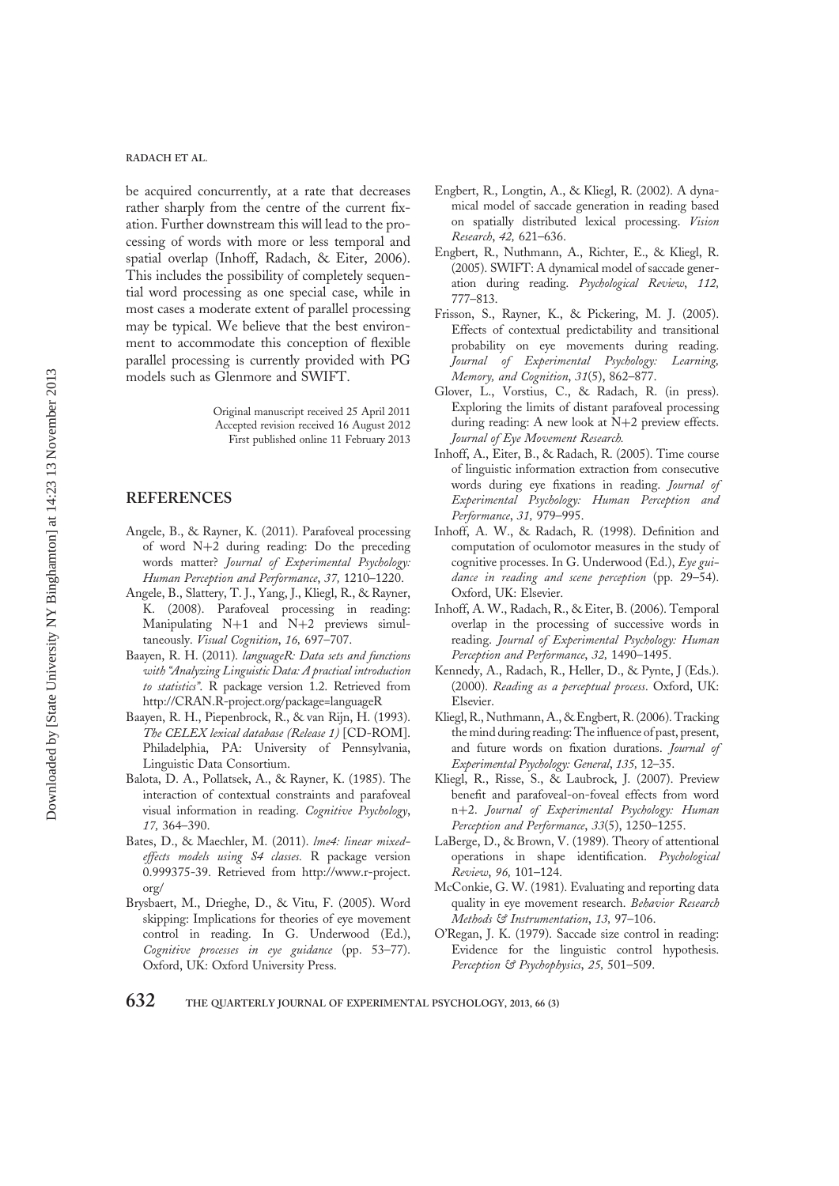be acquired concurrently, at a rate that decreases rather sharply from the centre of the current fixation. Further downstream this will lead to the processing of words with more or less temporal and spatial overlap (Inhoff, Radach, & Eiter, 2006). This includes the possibility of completely sequential word processing as one special case, while in most cases a moderate extent of parallel processing may be typical. We believe that the best environment to accommodate this conception of flexible parallel processing is currently provided with PG models such as Glenmore and SWIFT.

Original manuscript received 25 April 2011
Accepted revision received 16 August 2012
First published online 11 February 2013

## REFERENCES

Angele, B., & Rayner, K. (2011). Parafoveal processing of word N+2 during reading: Do the preceding words matter? *Journal of Experimental Psychology: Human Perception and Performance*, *37,* 1210–1220.

Angele, B., Slattery, T. J., Yang, J., Kliegl, R., & Rayner, K. (2008). Parafoveal processing in reading: Manipulating N+1 and N+2 previews simultaneously. *Visual Cognition*, *16,* 697–707.

Baayen, R. H. (2011). *languageR: Data sets and functions with "Analyzing Linguistic Data: A practical introduction to statistics".* R package version 1.2. Retrieved from http://CRAN.R-project.org/package=languageR

Baayen, R. H., Piepenbrock, R., & van Rijn, H. (1993). *The CELEX lexical database (Release 1)* [CD-ROM]. Philadelphia, PA: University of Pennsylvania, Linguistic Data Consortium.

Balota, D. A., Pollatsek, A., & Rayner, K. (1985). The interaction of contextual constraints and parafoveal visual information in reading. *Cognitive Psychology*, *17,* 364–390.

Bates, D., & Maechler, M. (2011). *lme4: linear mixed-effects models using S4 classes.* R package version 0.999375-39. Retrieved from http://www.r-project.org/

Brysbaert, M., Drieghe, D., & Vitu, F. (2005). Word skipping: Implications for theories of eye movement control in reading. In G. Underwood (Ed.), *Cognitive processes in eye guidance* (pp. 53–77). Oxford, UK: Oxford University Press.

Engbert, R., Longtin, A., & Kliegl, R. (2002). A dynamical model of saccade generation in reading based on spatially distributed lexical processing. *Vision Research*, *42,* 621–636.

Engbert, R., Nuthmann, A., Richter, E., & Kliegl, R. (2005). SWIFT: A dynamical model of saccade generation during reading. *Psychological Review*, *112,* 777–813.

Frisson, S., Rayner, K., & Pickering, M. J. (2005). Effects of contextual predictability and transitional probability on eye movements during reading. *Journal of Experimental Psychology: Learning, Memory, and Cognition*, *31*(5), 862–877.

Glover, L., Vorstius, C., & Radach, R. (in press). Exploring the limits of distant parafoveal processing during reading: A new look at N+2 preview effects. *Journal of Eye Movement Research.*

Inhoff, A., Eiter, B., & Radach, R. (2005). Time course of linguistic information extraction from consecutive words during eye fixations in reading. *Journal of Experimental Psychology: Human Perception and Performance*, *31,* 979–995.

Inhoff, A. W., & Radach, R. (1998). Definition and computation of oculomotor measures in the study of cognitive processes. In G. Underwood (Ed.), *Eye guidance in reading and scene perception* (pp. 29–54). Oxford, UK: Elsevier.

Inhoff, A. W., Radach, R., & Eiter, B. (2006). Temporal overlap in the processing of successive words in reading. *Journal of Experimental Psychology: Human Perception and Performance*, *32,* 1490–1495.

Kennedy, A., Radach, R., Heller, D., & Pynte, J (Eds.). (2000). *Reading as a perceptual process*. Oxford, UK: Elsevier.

Kliegl, R., Nuthmann, A., & Engbert, R. (2006). Tracking the mind during reading: The influence of past, present, and future words on fixation durations. *Journal of Experimental Psychology: General*, *135,* 12–35.

Kliegl, R., Risse, S., & Laubrock, J. (2007). Preview benefit and parafoveal-on-foveal effects from word n+2. *Journal of Experimental Psychology: Human Perception and Performance*, *33*(5), 1250–1255.

LaBerge, D., & Brown, V. (1989). Theory of attentional operations in shape identification. *Psychological Review*, *96,* 101–124.

McConkie, G. W. (1981). Evaluating and reporting data quality in eye movement research. *Behavior Research Methods & Instrumentation*, *13,* 97–106.

O'Regan, J. K. (1979). Saccade size control in reading: Evidence for the linguistic control hypothesis. *Perception & Psychophysics*, *25,* 501–509.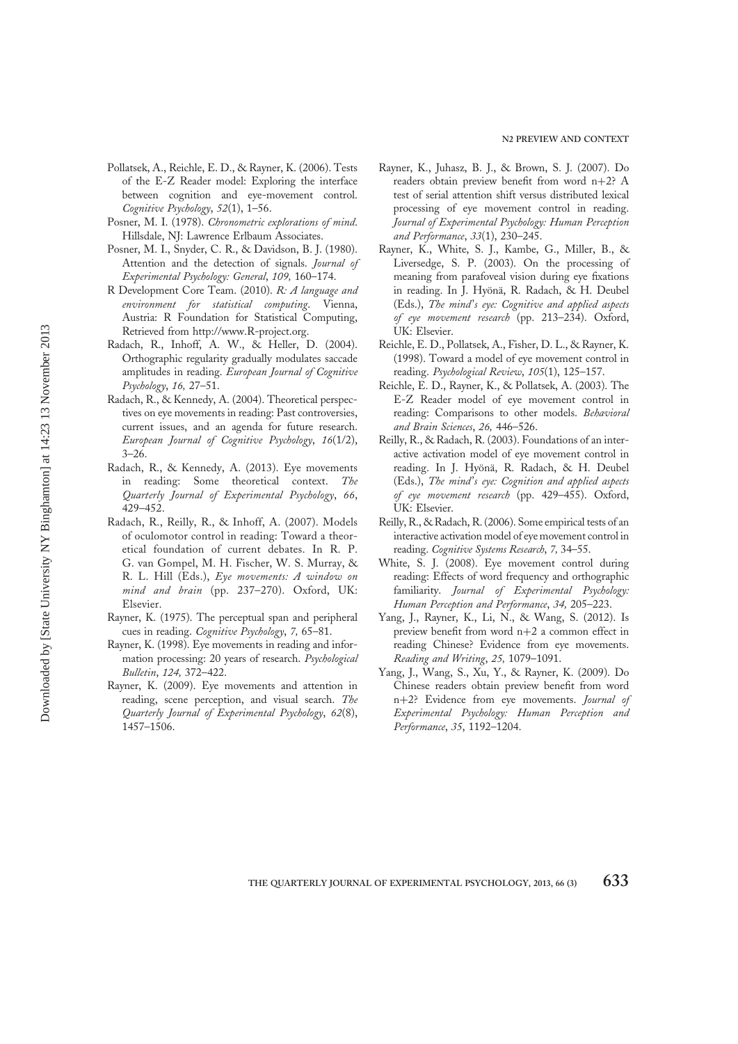Pollatsek, A., Reichle, E. D., & Rayner, K. (2006). Tests of the E-Z Reader model: Exploring the interface between cognition and eye-movement control. *Cognitive Psychology*, *52*(1), 1–56.

Posner, M. I. (1978). *Chronometric explorations of mind*. Hillsdale, NJ: Lawrence Erlbaum Associates.

Posner, M. I., Snyder, C. R., & Davidson, B. J. (1980). Attention and the detection of signals. *Journal of Experimental Psychology: General*, *109*, 160–174.

R Development Core Team. (2010). *R: A language and environment for statistical computing*. Vienna, Austria: R Foundation for Statistical Computing, Retrieved from http://www.R-project.org.

Radach, R., Inhoff, A. W., & Heller, D. (2004). Orthographic regularity gradually modulates saccade amplitudes in reading. *European Journal of Cognitive Psychology*, *16*, 27–51.

Radach, R., & Kennedy, A. (2004). Theoretical perspectives on eye movements in reading: Past controversies, current issues, and an agenda for future research. *European Journal of Cognitive Psychology*, *16*(1/2), 3–26.

Radach, R., & Kennedy, A. (2013). Eye movements in reading: Some theoretical context. *The Quarterly Journal of Experimental Psychology*, *66*, 429–452.

Radach, R., Reilly, R., & Inhoff, A. (2007). Models of oculomotor control in reading: Toward a theoretical foundation of current debates. In R. P. G. van Gompel, M. H. Fischer, W. S. Murray, & R. L. Hill (Eds.), *Eye movements: A window on mind and brain* (pp. 237–270). Oxford, UK: Elsevier.

Rayner, K. (1975). The perceptual span and peripheral cues in reading. *Cognitive Psychology*, *7*, 65–81.

Rayner, K. (1998). Eye movements in reading and information processing: 20 years of research. *Psychological Bulletin*, *124*, 372–422.

Rayner, K. (2009). Eye movements and attention in reading, scene perception, and visual search. *The Quarterly Journal of Experimental Psychology*, *62*(8), 1457–1506.

Rayner, K., Juhasz, B. J., & Brown, S. J. (2007). Do readers obtain preview benefit from word n+2? A test of serial attention shift versus distributed lexical processing of eye movement control in reading. *Journal of Experimental Psychology: Human Perception and Performance*, *33*(1), 230–245.

Rayner, K., White, S. J., Kambe, G., Miller, B., & Liversedge, S. P. (2003). On the processing of meaning from parafoveal vision during eye fixations in reading. In J. Hyönä, R. Radach, & H. Deubel (Eds.), *The mind's eye: Cognitive and applied aspects of eye movement research* (pp. 213–234). Oxford, UK: Elsevier.

Reichle, E. D., Pollatsek, A., Fisher, D. L., & Rayner, K. (1998). Toward a model of eye movement control in reading. *Psychological Review*, *105*(1), 125–157.

Reichle, E. D., Rayner, K., & Pollatsek, A. (2003). The E-Z Reader model of eye movement control in reading: Comparisons to other models. *Behavioral and Brain Sciences*, *26*, 446–526.

Reilly, R., & Radach, R. (2003). Foundations of an interactive activation model of eye movement control in reading. In J. Hyönä, R. Radach, & H. Deubel (Eds.), *The mind's eye: Cognition and applied aspects of eye movement research* (pp. 429–455). Oxford, UK: Elsevier.

Reilly, R., & Radach, R. (2006). Some empirical tests of an interactive activation model of eye movement control in reading. *Cognitive Systems Research*, *7*, 34–55.

White, S. J. (2008). Eye movement control during reading: Effects of word frequency and orthographic familiarity. *Journal of Experimental Psychology: Human Perception and Performance*, *34*, 205–223.

Yang, J., Rayner, K., Li, N., & Wang, S. (2012). Is preview benefit from word n+2 a common effect in reading Chinese? Evidence from eye movements. *Reading and Writing*, *25*, 1079–1091.

Yang, J., Wang, S., Xu, Y., & Rayner, K. (2009). Do Chinese readers obtain preview benefit from word n+2? Evidence from eye movements. *Journal of Experimental Psychology: Human Perception and Performance*, *35*, 1192–1204.